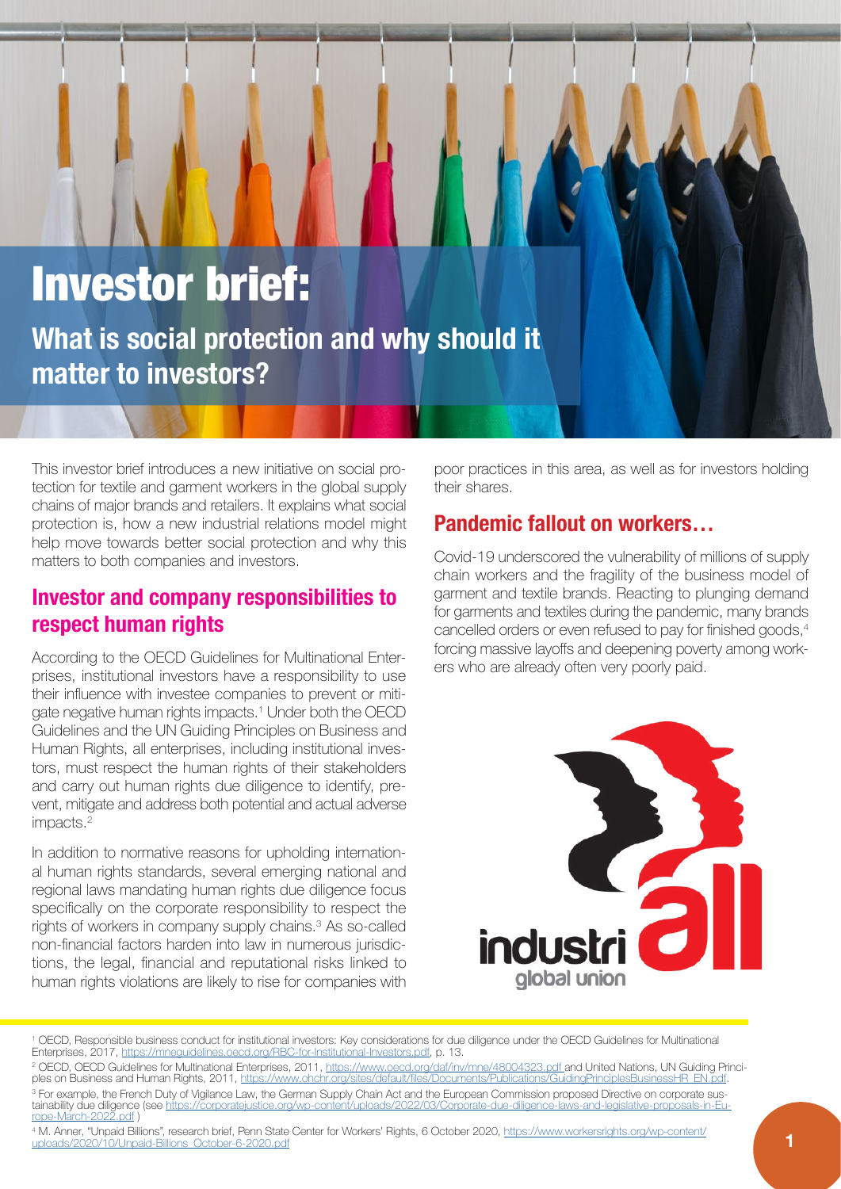# Investor brief:

## What is social protection and why should it matter to investors?

This investor brief introduces a new initiative on social protection for textile and garment workers in the global supply chains of major brands and retailers. It explains what social protection is, how a new industrial relations model might help move towards better social protection and why this matters to both companies and investors.

## Investor and company responsibilities to respect human rights

According to the OECD Guidelines for Multinational Enterprises, institutional investors have a responsibility to use their influence with investee companies to prevent or mitigate negative human rights impacts.[1] Under both the OECD Guidelines and the UN Guiding Principles on Business and Human Rights, all enterprises, including institutional investors, must respect the human rights of their stakeholders and carry out human rights due diligence to identify, prevent, mitigate and address both potential and actual adverse impacts.[2]

In addition to normative reasons for upholding international human rights standards, several emerging national and regional laws mandating human rights due diligence focus specifically on the corporate responsibility to respect the rights of workers in company supply chains.[3] As so-called non-financial factors harden into law in numerous jurisdictions, the legal, financial and reputational risks linked to human rights violations are likely to rise for companies with poor practices in this area, as well as for investors holding their shares.

## Pandemic fallout on workers…

Covid-19 underscored the vulnerability of millions of supply chain workers and the fragility of the business model of garment and textile brands. Reacting to plunging demand for garments and textiles during the pandemic, many brands cancelled orders or even refused to pay for finished goods,[4] forcing massive layoffs and deepening poverty among workers who are already often very poorly paid.

---

[1] OECD, Responsible business conduct for institutional investors: Key considerations for due diligence under the OECD Guidelines for Multinational Enterprises, 2017, https://mneguidelines.oecd.org/RBC-for-Institutional-Investors.pdf, p. 13.

[2] OECD, OECD Guidelines for Multinational Enterprises, 2011, https://www.oecd.org/daf/inv/mne/48004323.pdf and United Nations, UN Guiding Principles on Business and Human Rights, 2011, https://www.ohchr.org/sites/default/files/Documents/Publications/GuidingPrinciplesBusinessHR_EN.pdf.

[3] For example, the French Duty of Vigilance Law, the German Supply Chain Act and the European Commission proposed Directive on corporate sustainability due diligence (see https://corporatejustice.org/wp-content/uploads/2022/03/Corporate-due-diligence-laws-and-legislative-proposals-in-Europe-March-2022.pdf )

[4] M. Anner, "Unpaid Billions", research brief, Penn State Center for Workers' Rights, 6 October 2020, https://www.workersrights.org/wp-content/uploads/2020/10/Unpaid-Billions_October-6-2020.pdf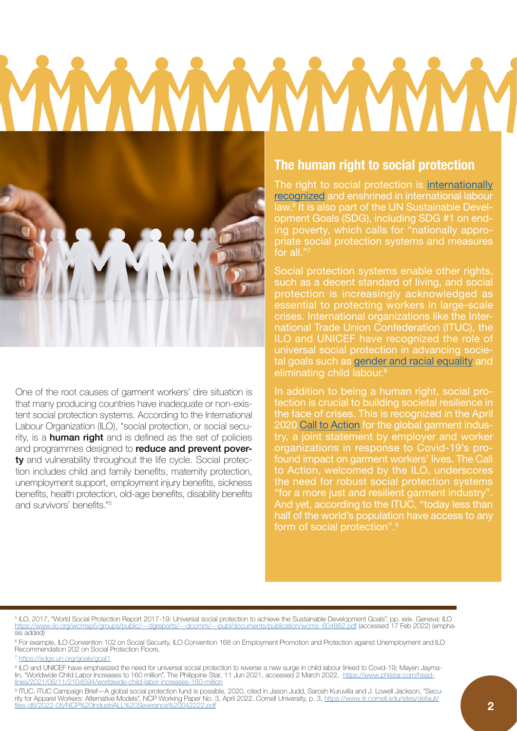One of the root causes of garment workers' dire situation is that many producing countries have inadequate or non-existent social protection systems. According to the International Labour Organization (ILO), "social protection, or social security, is a **human right** and is defined as the set of policies and programmes designed to **reduce and prevent poverty** and vulnerability throughout the life cycle. Social protection includes child and family benefits, maternity protection, unemployment support, employment injury benefits, sickness benefits, health protection, old-age benefits, disability benefits and survivors' benefits."[5]

## The human right to social protection

The right to social protection is internationally recognized and enshrined in international labour law.[6] It is also part of the UN Sustainable Development Goals (SDG), including SDG #1 on ending poverty, which calls for "nationally appropriate social protection systems and measures for all."[7]

Social protection systems enable other rights, such as a decent standard of living, and social protection is increasingly acknowledged as essential to protecting workers in large-scale crises. International organizations like the International Trade Union Confederation (ITUC), the ILO and UNICEF have recognized the role of universal social protection in advancing societal goals such as gender and racial equality and eliminating child labour.[8]

In addition to being a human right, social protection is crucial to building societal resilience in the face of crises. This is recognized in the April 2020 Call to Action for the global garment industry, a joint statement by employer and worker organizations in response to Covid-19's profound impact on garment workers' lives. The Call to Action, welcomed by the ILO, underscores the need for robust social protection systems "for a more just and resilient garment industry". And yet, according to the ITUC, "today less than half of the world's population have access to any form of social protection".[9]

---

[5] ILO, 2017, "World Social Protection Report 2017-19: Universal social protection to achieve the Sustainable Development Goals", pp. xxix. Geneva: ILO https://www.ilo.org/wcmsp5/groups/public/---dgreports/---dcomm/---publ/documents/publication/wcms_604882.pdf (accessed 17 Feb 2022) (emphasis added)

[6] For example, ILO Convention 102 on Social Security, ILO Convention 168 on Employment Promotion and Protection against Unemployment and ILO Recommendation 202 on Social Protection Floors.

[7] https://sdgs.un.org/goals/goal1

[8] ILO and UNICEF have emphasized the need for universal social protection to reverse a new surge in child labour linked to Covid-19; Mayen Jaymalin, "Worldwide Child Labor Increases to 160 million", The Philippine Star, 11 Jun 2021, accessed 2 March 2022, https://www.philstar.com/headlines/2021/06/11/2104594/worldwide-child-labor-increases-160-million

[9] ITUC, ITUC Campaign Brief—A global social protection fund is possible, 2020, cited in Jason Judd, Sarosh Kuruvilla and J. Lowell Jackson, "Security for Apparel Workers: Alternative Models", NCP Working Paper No. 3, April 2022, Cornell University, p. 3, https://www.ilr.cornell.edu/sites/default/files-d8/2022-05/NCP%20IndustriALL%20Severance%20042222.pdf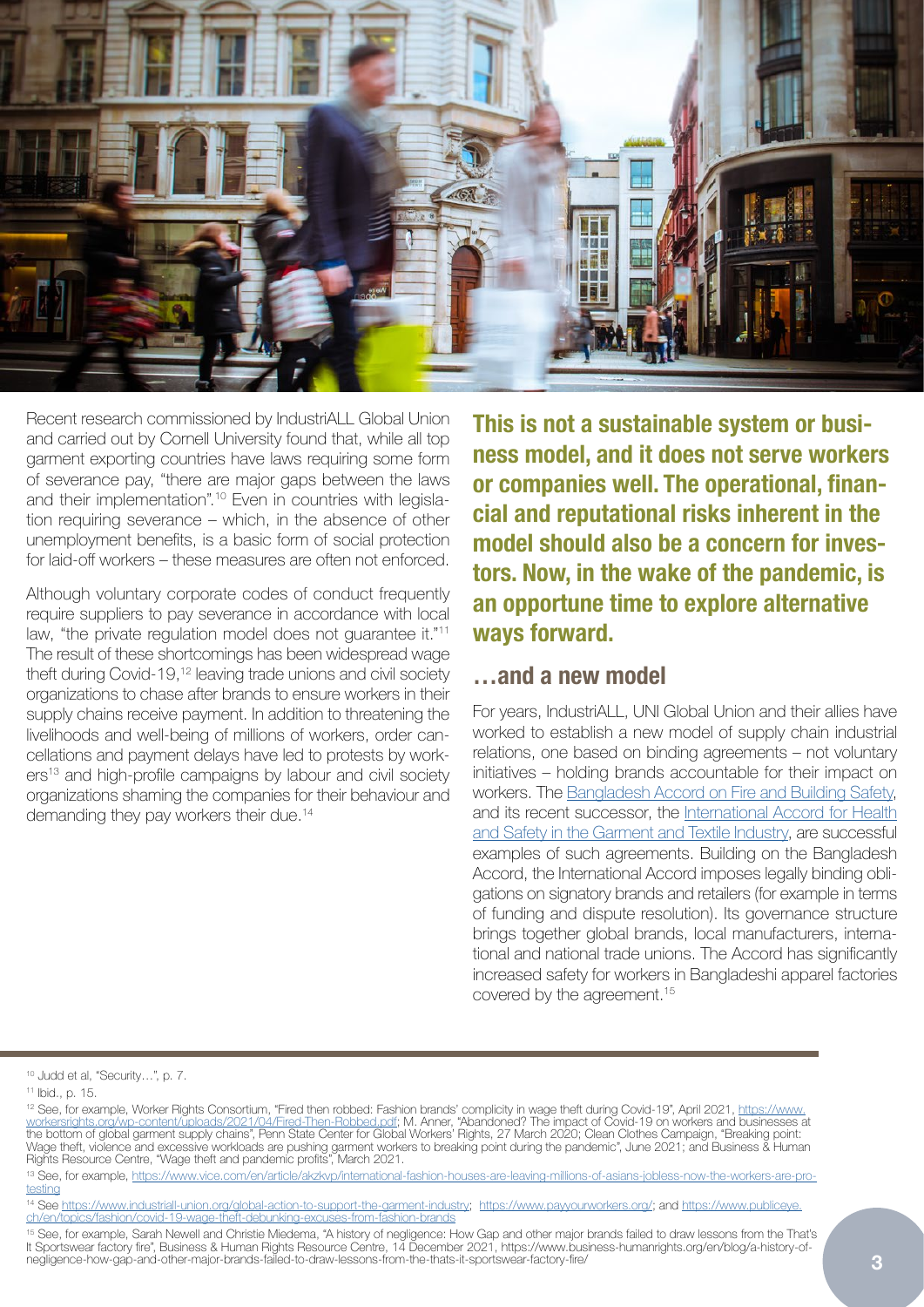Recent research commissioned by IndustriALL Global Union and carried out by Cornell University found that, while all top garment exporting countries have laws requiring some form of severance pay, "there are major gaps between the laws and their implementation".[10] Even in countries with legislation requiring severance – which, in the absence of other unemployment benefits, is a basic form of social protection for laid-off workers – these measures are often not enforced.

Although voluntary corporate codes of conduct frequently require suppliers to pay severance in accordance with local law, "the private regulation model does not guarantee it."[11] The result of these shortcomings has been widespread wage theft during Covid-19,[12] leaving trade unions and civil society organizations to chase after brands to ensure workers in their supply chains receive payment. In addition to threatening the livelihoods and well-being of millions of workers, order cancellations and payment delays have led to protests by workers[13] and high-profile campaigns by labour and civil society organizations shaming the companies for their behaviour and demanding they pay workers their due.[14]

**This is not a sustainable system or business model, and it does not serve workers or companies well. The operational, financial and reputational risks inherent in the model should also be a concern for investors. Now, in the wake of the pandemic, is an opportune time to explore alternative ways forward.**

## …and a new model

For years, IndustriALL, UNI Global Union and their allies have worked to establish a new model of supply chain industrial relations, one based on binding agreements – not voluntary initiatives – holding brands accountable for their impact on workers. The Bangladesh Accord on Fire and Building Safety, and its recent successor, the International Accord for Health and Safety in the Garment and Textile Industry, are successful examples of such agreements. Building on the Bangladesh Accord, the International Accord imposes legally binding obligations on signatory brands and retailers (for example in terms of funding and dispute resolution). Its governance structure brings together global brands, local manufacturers, international and national trade unions. The Accord has significantly increased safety for workers in Bangladeshi apparel factories covered by the agreement.[15]

---

[10] Judd et al, "Security…", p. 7.

[11] Ibid., p. 15.

[12] See, for example, Worker Rights Consortium, "Fired then robbed: Fashion brands' complicity in wage theft during Covid-19", April 2021, https://www.workersrights.org/wp-content/uploads/2021/04/Fired-Then-Robbed.pdf; M. Anner, "Abandoned? The impact of Covid-19 on workers and businesses at the bottom of global garment supply chains", Penn State Center for Global Workers' Rights, 27 March 2020; Clean Clothes Campaign, "Breaking point: Wage theft, violence and excessive workloads are pushing garment workers to breaking point during the pandemic", June 2021; and Business & Human Rights Resource Centre, "Wage theft and pandemic profits", March 2021.

[13] See, for example, https://www.vice.com/en/article/akzkvp/international-fashion-houses-are-leaving-millions-of-asians-jobless-now-the-workers-are-protesting

[14] See https://www.industriall-union.org/global-action-to-support-the-garment-industry; https://www.payyourworkers.org/; and https://www.publiceye.ch/en/topics/fashion/covid-19-wage-theft-debunking-excuses-from-fashion-brands

[15] See, for example, Sarah Newell and Christie Miedema, "A history of negligence: How Gap and other major brands failed to draw lessons from the That's It Sportswear factory fire", Business & Human Rights Resource Centre, 14 December 2021, https://www.business-humanrights.org/en/blog/a-history-of-negligence-how-gap-and-other-major-brands-failed-to-draw-lessons-from-the-thats-it-sportswear-factory-fire/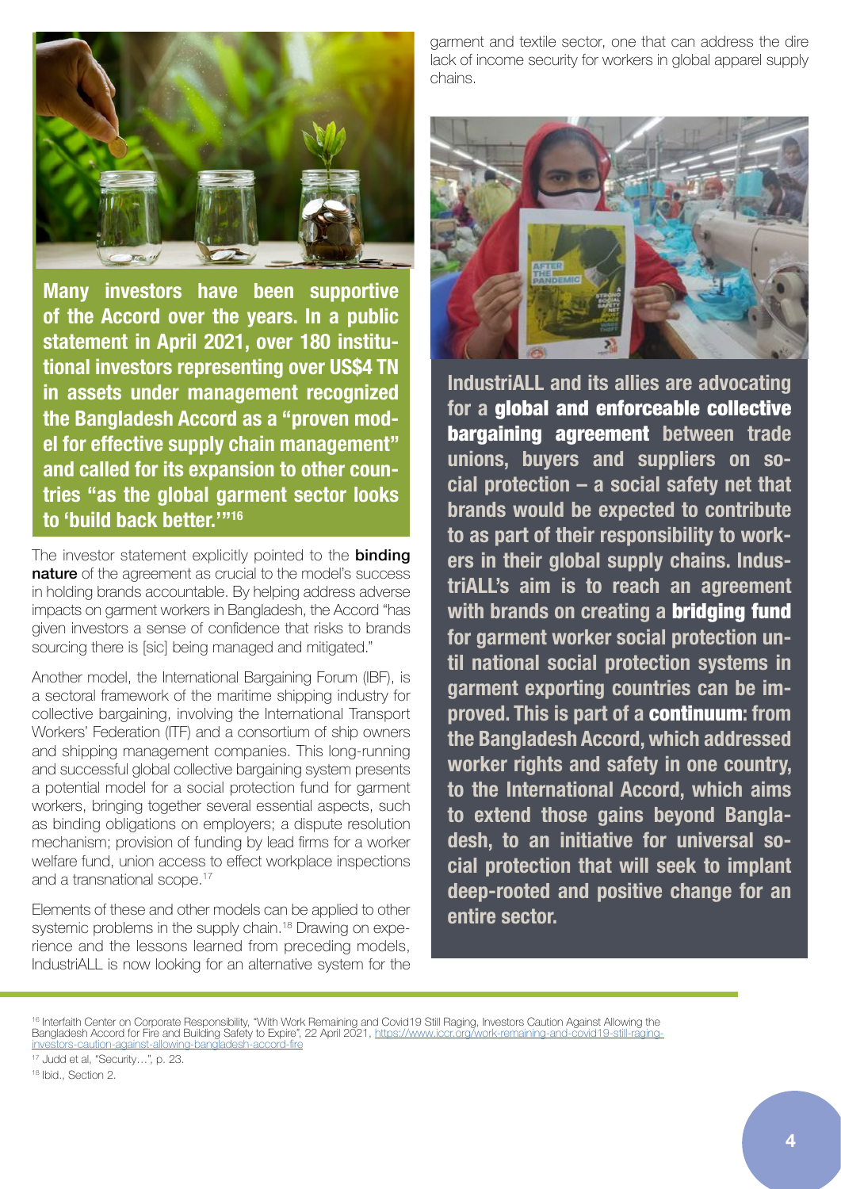**Many investors have been supportive of the Accord over the years. In a public statement in April 2021, over 180 institutional investors representing over US$4 TN in assets under management recognized the Bangladesh Accord as a "proven model for effective supply chain management" and called for its expansion to other countries "as the global garment sector looks to 'build back better.'"[16]**

The investor statement explicitly pointed to the **binding nature** of the agreement as crucial to the model's success in holding brands accountable. By helping address adverse impacts on garment workers in Bangladesh, the Accord "has given investors a sense of confidence that risks to brands sourcing there is [sic] being managed and mitigated."

Another model, the International Bargaining Forum (IBF), is a sectoral framework of the maritime shipping industry for collective bargaining, involving the International Transport Workers' Federation (ITF) and a consortium of ship owners and shipping management companies. This long-running and successful global collective bargaining system presents a potential model for a social protection fund for garment workers, bringing together several essential aspects, such as binding obligations on employers; a dispute resolution mechanism; provision of funding by lead firms for a worker welfare fund, union access to effect workplace inspections and a transnational scope.[17]

Elements of these and other models can be applied to other systemic problems in the supply chain.[18] Drawing on experience and the lessons learned from preceding models, IndustriALL is now looking for an alternative system for the garment and textile sector, one that can address the dire lack of income security for workers in global apparel supply chains.

**IndustriALL and its allies are advocating for a global and enforceable collective bargaining agreement between trade unions, buyers and suppliers on social protection – a social safety net that brands would be expected to contribute to as part of their responsibility to workers in their global supply chains. IndustriALL's aim is to reach an agreement with brands on creating a bridging fund for garment worker social protection until national social protection systems in garment exporting countries can be improved. This is part of a continuum: from the Bangladesh Accord, which addressed worker rights and safety in one country, to the International Accord, which aims to extend those gains beyond Bangladesh, to an initiative for universal social protection that will seek to implant deep-rooted and positive change for an entire sector.**

---

[16] Interfaith Center on Corporate Responsibility, "With Work Remaining and Covid19 Still Raging, Investors Caution Against Allowing the Bangladesh Accord for Fire and Building Safety to Expire", 22 April 2021, https://www.iccr.org/work-remaining-and-covid19-still-raging-investors-caution-against-allowing-bangladesh-accord-fire

[17] Judd et al, "Security…", p. 23.

[18] Ibid., Section 2.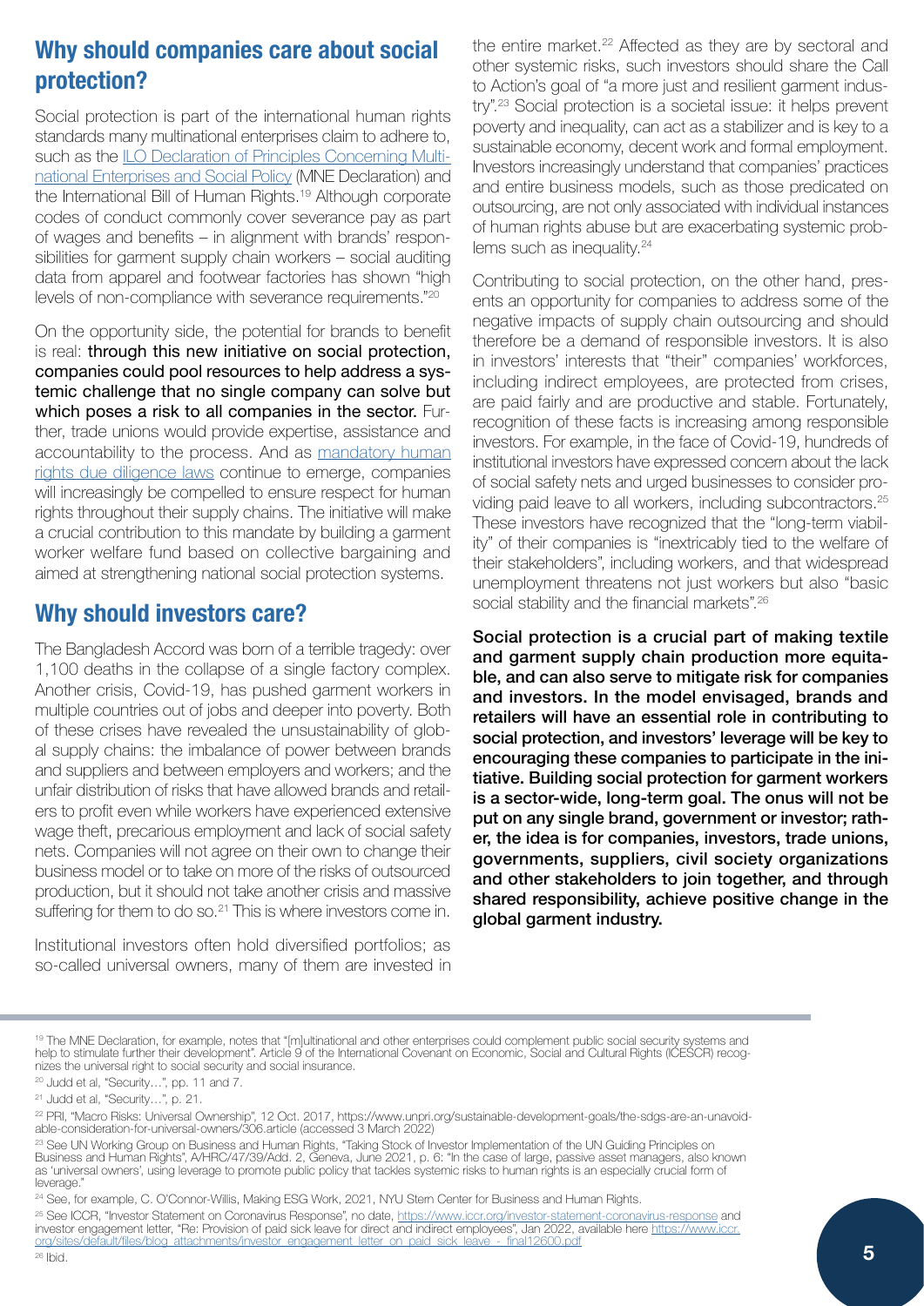## Why should companies care about social protection?

Social protection is part of the international human rights standards many multinational enterprises claim to adhere to, such as the ILO Declaration of Principles Concerning Multinational Enterprises and Social Policy (MNE Declaration) and the International Bill of Human Rights.[19] Although corporate codes of conduct commonly cover severance pay as part of wages and benefits – in alignment with brands' responsibilities for garment supply chain workers – social auditing data from apparel and footwear factories has shown "high levels of non-compliance with severance requirements."[20]

On the opportunity side, the potential for brands to benefit is real: **through this new initiative on social protection, companies could pool resources to help address a systemic challenge that no single company can solve but which poses a risk to all companies in the sector.** Further, trade unions would provide expertise, assistance and accountability to the process. And as mandatory human rights due diligence laws continue to emerge, companies will increasingly be compelled to ensure respect for human rights throughout their supply chains. The initiative will make a crucial contribution to this mandate by building a garment worker welfare fund based on collective bargaining and aimed at strengthening national social protection systems.

## Why should investors care?

The Bangladesh Accord was born of a terrible tragedy: over 1,100 deaths in the collapse of a single factory complex. Another crisis, Covid-19, has pushed garment workers in multiple countries out of jobs and deeper into poverty. Both of these crises have revealed the unsustainability of global supply chains: the imbalance of power between brands and suppliers and between employers and workers; and the unfair distribution of risks that have allowed brands and retailers to profit even while workers have experienced extensive wage theft, precarious employment and lack of social safety nets. Companies will not agree on their own to change their business model or to take on more of the risks of outsourced production, but it should not take another crisis and massive suffering for them to do so.[21] This is where investors come in.

Institutional investors often hold diversified portfolios; as so-called universal owners, many of them are invested in the entire market.[22] Affected as they are by sectoral and other systemic risks, such investors should share the Call to Action's goal of "a more just and resilient garment industry".[23] Social protection is a societal issue: it helps prevent poverty and inequality, can act as a stabilizer and is key to a sustainable economy, decent work and formal employment. Investors increasingly understand that companies' practices and entire business models, such as those predicated on outsourcing, are not only associated with individual instances of human rights abuse but are exacerbating systemic problems such as inequality.[24]

Contributing to social protection, on the other hand, presents an opportunity for companies to address some of the negative impacts of supply chain outsourcing and should therefore be a demand of responsible investors. It is also in investors' interests that "their" companies' workforces, including indirect employees, are protected from crises, are paid fairly and are productive and stable. Fortunately, recognition of these facts is increasing among responsible investors. For example, in the face of Covid-19, hundreds of institutional investors have expressed concern about the lack of social safety nets and urged businesses to consider providing paid leave to all workers, including subcontractors.[25] These investors have recognized that the "long-term viability" of their companies is "inextricably tied to the welfare of their stakeholders", including workers, and that widespread unemployment threatens not just workers but also "basic social stability and the financial markets".[26]

**Social protection is a crucial part of making textile and garment supply chain production more equitable, and can also serve to mitigate risk for companies and investors. In the model envisaged, brands and retailers will have an essential role in contributing to social protection, and investors' leverage will be key to encouraging these companies to participate in the initiative. Building social protection for garment workers is a sector-wide, long-term goal. The onus will not be put on any single brand, government or investor; rather, the idea is for companies, investors, trade unions, governments, suppliers, civil society organizations and other stakeholders to join together, and through shared responsibility, achieve positive change in the global garment industry.**

---

[19] The MNE Declaration, for example, notes that "[m]ultinational and other enterprises could complement public social security systems and help to stimulate further their development". Article 9 of the International Covenant on Economic, Social and Cultural Rights (ICESCR) recognizes the universal right to social security and social insurance.

[20] Judd et al, "Security…", pp. 11 and 7.

[21] Judd et al, "Security…", p. 21.

[22] PRI, "Macro Risks: Universal Ownership", 12 Oct. 2017, https://www.unpri.org/sustainable-development-goals/the-sdgs-are-an-unavoidable-consideration-for-universal-owners/306.article (accessed 3 March 2022)

[23] See UN Working Group on Business and Human Rights, "Taking Stock of Investor Implementation of the UN Guiding Principles on Business and Human Rights", A/HRC/47/39/Add. 2, Geneva, June 2021, p. 6: "In the case of large, passive asset managers, also known as 'universal owners', using leverage to promote public policy that tackles systemic risks to human rights is an especially crucial form of leverage."

[24] See, for example, C. O'Connor-Willis, Making ESG Work, 2021, NYU Stern Center for Business and Human Rights.

[25] See ICCR, "Investor Statement on Coronavirus Response", no date, https://www.iccr.org/investor-statement-coronavirus-response and investor engagement letter, "Re: Provision of paid sick leave for direct and indirect employees", Jan 2022, available here https://www.iccr.org/sites/default/files/blog_attachments/investor_engagement_letter_on_paid_sick_leave_-_final12600.pdf

[26] Ibid.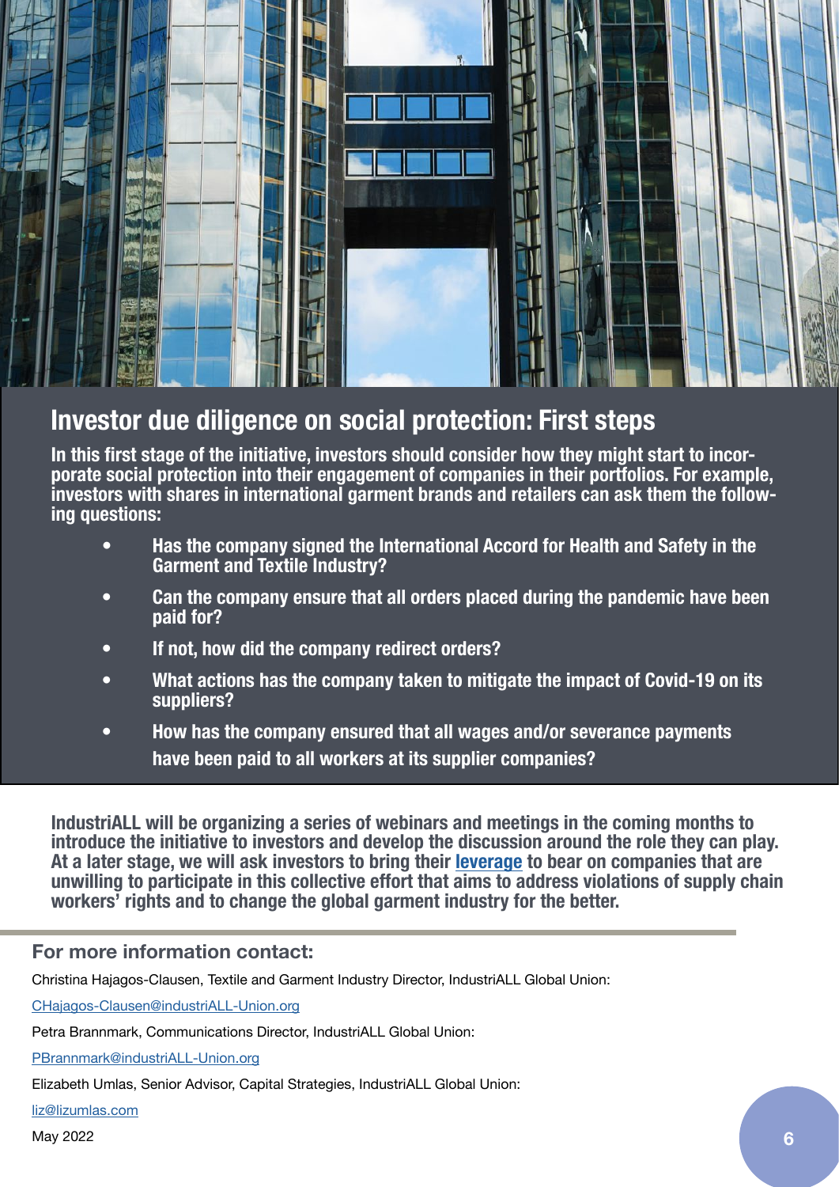## Investor due diligence on social protection: First steps

**In this first stage of the initiative, investors should consider how they might start to incorporate social protection into their engagement of companies in their portfolios. For example, investors with shares in international garment brands and retailers can ask them the following questions:**

- **Has the company signed the International Accord for Health and Safety in the Garment and Textile Industry?**
- **Can the company ensure that all orders placed during the pandemic have been paid for?**
- **If not, how did the company redirect orders?**
- **What actions has the company taken to mitigate the impact of Covid-19 on its suppliers?**
- **How has the company ensured that all wages and/or severance payments have been paid to all workers at its supplier companies?**

**IndustriALL will be organizing a series of webinars and meetings in the coming months to introduce the initiative to investors and develop the discussion around the role they can play. At a later stage, we will ask investors to bring their leverage to bear on companies that are unwilling to participate in this collective effort that aims to address violations of supply chain workers' rights and to change the global garment industry for the better.**

### For more information contact:

Christina Hajagos-Clausen, Textile and Garment Industry Director, IndustriALL Global Union:

CHajagos-Clausen@industriALL-Union.org

Petra Brannmark, Communications Director, IndustriALL Global Union:

PBrannmark@industriALL-Union.org

Elizabeth Umlas, Senior Advisor, Capital Strategies, IndustriALL Global Union:

liz@lizumlas.com

May 2022